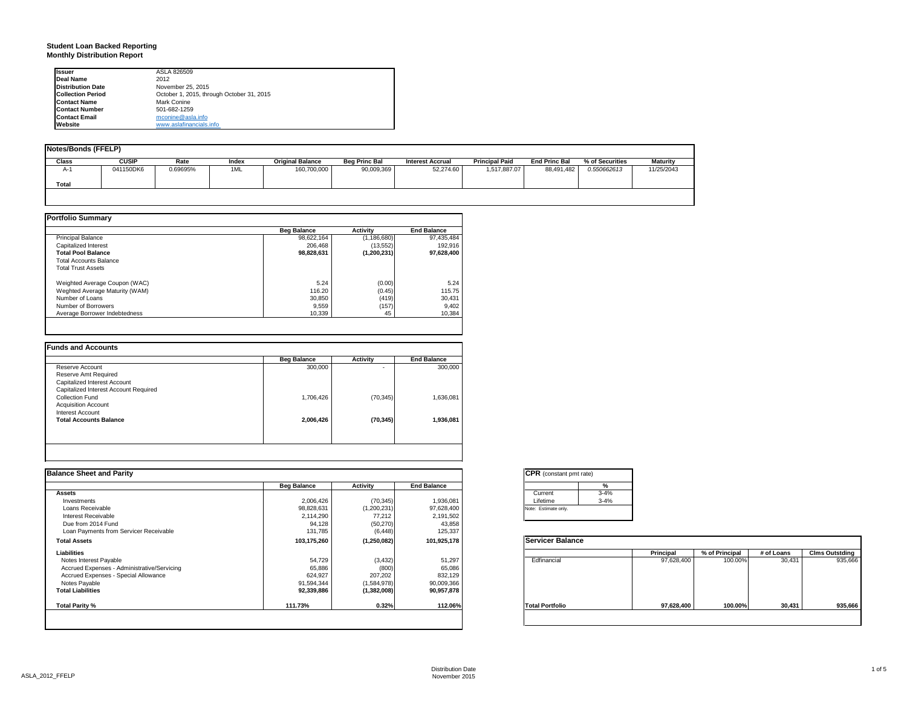# Student Loan Backed Reporting
## Monthly Distribution Report

| | |
|---|---|
| **Issuer** | ASLA 826509 |
| **Deal Name** | 2012 |
| **Distribution Date** | November 25, 2015 |
| **Collection Period** | October 1, 2015, through October 31, 2015 |
| **Contact Name** | Mark Conine |
| **Contact Number** | 501-682-1259 |
| **Contact Email** | mconine@asla.info |
| **Website** | www.aslafinancials.info |

**Notes/Bonds (FFELP)**

| Class | CUSIP | Rate | Index | Original Balance | Beg Princ Bal | Interest Accrual | Principal Paid | End Princ Bal | % of Securities | Maturity |
|---|---|---|---|---|---|---|---|---|---|---|
| A-1 | 041150DK6 | 0.69695% | 1ML | 160,700,000 | 90,009,369 | 52,274.60 | 1,517,887.07 | 88,491,482 | *0.550662613* | 11/25/2043 |
| **Total** | | | | | | | | | | |

**Portfolio Summary**

| | Beg Balance | Activity | End Balance |
|---|---|---|---|
| Principal Balance | 98,622,164 | (1,186,680) | 97,435,484 |
| Capitalized Interest | 206,468 | (13,552) | 192,916 |
| **Total Pool Balance** | **98,828,631** | **(1,200,231)** | **97,628,400** |
| Total Accounts Balance | | | |
| Total Trust Assets | | | |
| Weighted Average Coupon (WAC) | 5.24 | (0.00) | 5.24 |
| Weghted Average Maturity (WAM) | 116.20 | (0.45) | 115.75 |
| Number of Loans | 30,850 | (419) | 30,431 |
| Number of Borrowers | 9,559 | (157) | 9,402 |
| Average Borrower Indebtedness | 10,339 | 45 | 10,384 |

**Funds and Accounts**

| | Beg Balance | Activity | End Balance |
|---|---|---|---|
| Reserve Account | 300,000 | - | 300,000 |
| Reserve Amt Required | | | |
| Capitalized Interest Account | | | |
| Capitalized Interest Account Required | | | |
| Collection Fund | 1,706,426 | (70,345) | 1,636,081 |
| Acquisition Account | | | |
| Interest Account | | | |
| **Total Accounts Balance** | **2,006,426** | **(70,345)** | **1,936,081** |

**Balance Sheet and Parity**

| | Beg Balance | Activity | End Balance |
|---|---|---|---|
| **Assets** | | | |
| Investments | 2,006,426 | (70,345) | 1,936,081 |
| Loans Receivable | 98,828,631 | (1,200,231) | 97,628,400 |
| Interest Receivable | 2,114,290 | 77,212 | 2,191,502 |
| Due from 2014 Fund | 94,128 | (50,270) | 43,858 |
| Loan Payments from Servicer Receivable | 131,785 | (6,448) | 125,337 |
| **Total Assets** | **103,175,260** | **(1,250,082)** | **101,925,178** |
| **Liabilities** | | | |
| Notes Interest Payable | 54,729 | (3,432) | 51,297 |
| Accrued Expenses - Administrative/Servicing | 65,886 | (800) | 65,086 |
| Accrued Expenses - Special Allowance | 624,927 | 207,202 | 832,129 |
| Notes Payable | 91,594,344 | (1,584,978) | 90,009,366 |
| **Total Liabilities** | **92,339,886** | **(1,382,008)** | **90,957,878** |
| **Total Parity %** | **111.73%** | **0.32%** | **112.06%** |

**CPR** (constant pmt rate)

| | % |
|---|---|
| Current | 3-4% |
| Lifetime | 3-4% |

Note: Estimate only.

**Servicer Balance**

| | Principal | % of Principal | # of Loans | Clms Outstding |
|---|---|---|---|---|
| Edfinancial | 97,628,400 | 100.00% | 30,431 | 935,666 |
| **Total Portfolio** | **97,628,400** | **100.00%** | **30,431** | **935,666** |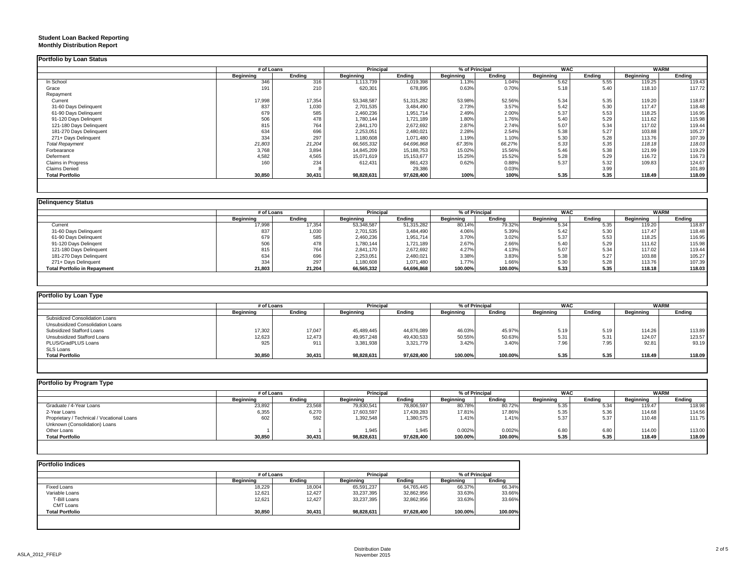**Student Loan Backed Reporting**
**Monthly Distribution Report**

## Portfolio by Loan Status

| | # of Loans | | Principal | | % of Principal | | WAC | | WARM | |
|---|---|---|---|---|---|---|---|---|---|---|
| | Beginning | Ending | Beginning | Ending | Beginning | Ending | Beginning | Ending | Beginning | Ending |
| In School | 346 | 316 | 1,113,739 | 1,019,398 | 1.13% | 1.04% | 5.62 | 5.55 | 119.25 | 119.43 |
| Grace | 191 | 210 | 620,301 | 678,895 | 0.63% | 0.70% | 5.18 | 5.40 | 118.10 | 117.72 |
| Repayment | | | | | | | | | | |
| Current | 17,998 | 17,354 | 53,348,587 | 51,315,282 | 53.98% | 52.56% | 5.34 | 5.35 | 119.20 | 118.87 |
| 31-60 Days Delinquent | 837 | 1,030 | 2,701,535 | 3,484,490 | 2.73% | 3.57% | 5.42 | 5.30 | 117.47 | 118.48 |
| 61-90 Days Delinquent | 679 | 585 | 2,460,236 | 1,951,714 | 2.49% | 2.00% | 5.37 | 5.53 | 118.25 | 116.95 |
| 91-120 Days Delingent | 506 | 478 | 1,780,144 | 1,721,189 | 1.80% | 1.76% | 5.40 | 5.29 | 111.62 | 115.98 |
| 121-180 Days Delinquent | 815 | 764 | 2,841,170 | 2,672,692 | 2.87% | 2.74% | 5.07 | 5.34 | 117.02 | 119.44 |
| 181-270 Days Delinquent | 634 | 696 | 2,253,051 | 2,480,021 | 2.28% | 2.54% | 5.38 | 5.27 | 103.88 | 105.27 |
| 271+ Days Delinquent | 334 | 297 | 1,180,608 | 1,071,480 | 1.19% | 1.10% | 5.30 | 5.28 | 113.76 | 107.39 |
| *Total Repayment* | *21,803* | *21,204* | *66,565,332* | *64,696,868* | *67.35%* | *66.27%* | *5.33* | *5.35* | *118.18* | *118.03* |
| Forbearance | 3,768 | 3,894 | 14,845,209 | 15,188,753 | 15.02% | 15.56% | 5.46 | 5.38 | 121.99 | 119.29 |
| Deferment | 4,582 | 4,565 | 15,071,619 | 15,153,677 | 15.25% | 15.52% | 5.28 | 5.29 | 116.72 | 116.73 |
| Claims in Progress | 160 | 234 | 612,431 | 861,423 | 0.62% | 0.88% | 5.37 | 5.32 | 109.83 | 124.67 |
| Claims Denied | | 8 | | 29,386 | | 0.03% | | 3.99 | | 101.89 |
| **Total Portfolio** | **30,850** | **30,431** | **98,828,631** | **97,628,400** | **100%** | **100%** | **5.35** | **5.35** | **118.49** | **118.09** |

## Delinquency Status

| | # of Loans | | Principal | | % of Principal | | WAC | | WARM | |
|---|---|---|---|---|---|---|---|---|---|---|
| | Beginning | Ending | Beginning | Ending | Beginning | Ending | Beginning | Ending | Beginning | Ending |
| Current | 17,998 | 17,354 | 53,348,587 | 51,315,282 | 80.14% | 79.32% | 5.34 | 5.35 | 119.20 | 118.87 |
| 31-60 Days Delinquent | 837 | 1,030 | 2,701,535 | 3,484,490 | 4.06% | 5.39% | 5.42 | 5.30 | 117.47 | 118.48 |
| 61-90 Days Delinquent | 679 | 585 | 2,460,236 | 1,951,714 | 3.70% | 3.02% | 5.37 | 5.53 | 118.25 | 116.95 |
| 91-120 Days Delingent | 506 | 478 | 1,780,144 | 1,721,189 | 2.67% | 2.66% | 5.40 | 5.29 | 111.62 | 115.98 |
| 121-180 Days Delinquent | 815 | 764 | 2,841,170 | 2,672,692 | 4.27% | 4.13% | 5.07 | 5.34 | 117.02 | 119.44 |
| 181-270 Days Delinquent | 634 | 696 | 2,253,051 | 2,480,021 | 3.38% | 3.83% | 5.38 | 5.27 | 103.88 | 105.27 |
| 271+ Days Delinquent | 334 | 297 | 1,180,608 | 1,071,480 | 1.77% | 1.66% | 5.30 | 5.28 | 113.76 | 107.39 |
| **Total Portfolio in Repayment** | **21,803** | **21,204** | **66,565,332** | **64,696,868** | **100.00%** | **100.00%** | **5.33** | **5.35** | **118.18** | **118.03** |

## Portfolio by Loan Type

| | # of Loans | | Principal | | % of Principal | | WAC | | WARM | |
|---|---|---|---|---|---|---|---|---|---|---|
| | Beginning | Ending | Beginning | Ending | Beginning | Ending | Beginning | Ending | Beginning | Ending |
| Subsidized Consolidation Loans | | | | | | | | | | |
| Unsubsidized Consolidation Loans | | | | | | | | | | |
| Subsidized Stafford Loans | 17,302 | 17,047 | 45,489,445 | 44,876,089 | 46.03% | 45.97% | 5.19 | 5.19 | 114.26 | 113.89 |
| Unsubsidized Stafford Loans | 12,623 | 12,473 | 49,957,248 | 49,430,533 | 50.55% | 50.63% | 5.31 | 5.31 | 124.07 | 123.57 |
| PLUS/GradPLUS Loans | 925 | 911 | 3,381,938 | 3,321,779 | 3.42% | 3.40% | 7.96 | 7.95 | 92.81 | 93.19 |
| SLS Loans | | | | | | | | | | |
| **Total Portfolio** | **30,850** | **30,431** | **98,828,631** | **97,628,400** | **100.00%** | **100.00%** | **5.35** | **5.35** | **118.49** | **118.09** |

## Portfolio by Program Type

| | # of Loans | | Principal | | % of Principal | | WAC | | WARM | |
|---|---|---|---|---|---|---|---|---|---|---|
| | Beginning | Ending | Beginning | Ending | Beginning | Ending | Beginning | Ending | Beginning | Ending |
| Graduate / 4-Year Loans | 23,892 | 23,568 | 79,830,541 | 78,806,597 | 80.78% | 80.72% | 5.35 | 5.34 | 119.47 | 118.98 |
| 2-Year Loans | 6,355 | 6,270 | 17,603,597 | 17,439,283 | 17.81% | 17.86% | 5.35 | 5.36 | 114.68 | 114.56 |
| Proprietary / Technical / Vocational Loans | 602 | 592 | 1,392,548 | 1,380,575 | 1.41% | 1.41% | 5.37 | 5.37 | 110.48 | 111.75 |
| Unknown (Consolidation) Loans | | | | | | | | | | |
| Other Loans | 1 | 1 | 1,945 | 1,945 | 0.002% | 0.002% | 6.80 | 6.80 | 114.00 | 113.00 |
| **Total Portfolio** | **30,850** | **30,431** | **98,828,631** | **97,628,400** | **100.00%** | **100.00%** | **5.35** | **5.35** | **118.49** | **118.09** |

## Portfolio Indices

| | # of Loans | | Principal | | % of Principal | |
|---|---|---|---|---|---|---|
| | Beginning | Ending | Beginning | Ending | Beginning | Ending |
| Fixed Loans | 18,229 | 18,004 | 65,591,237 | 64,765,445 | 66.37% | 66.34% |
| Variable Loans | 12,621 | 12,427 | 33,237,395 | 32,862,956 | 33.63% | 33.66% |
| T-Bill Loans | 12,621 | 12,427 | 33,237,395 | 32,862,956 | 33.63% | 33.66% |
| CMT Loans | | | | | | |
| **Total Portfolio** | **30,850** | **30,431** | **98,828,631** | **97,628,400** | **100.00%** | **100.00%** |

ASLA_2012_FFELP

Distribution Date
November 2015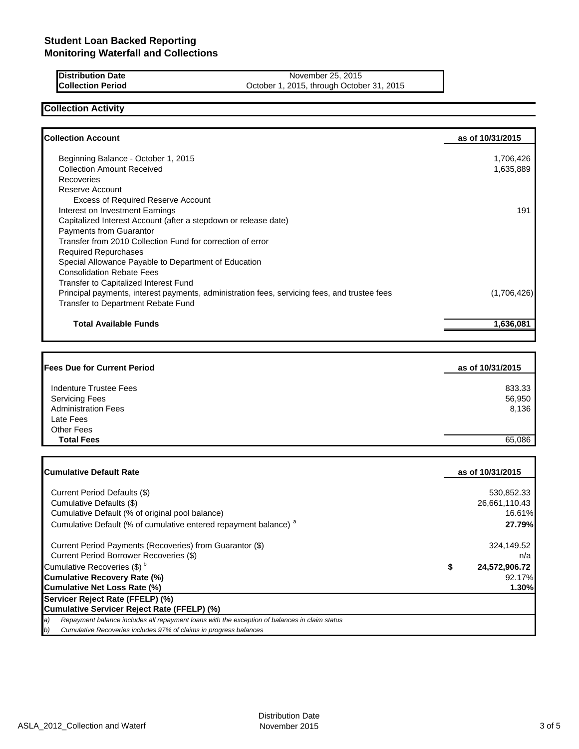# Student Loan Backed Reporting
# Monitoring Waterfall and Collections

| | |
|---|---|
| **Distribution Date** | November 25, 2015 |
| **Collection Period** | October 1, 2015, through October 31, 2015 |

## Collection Activity

| **Collection Account** | **as of 10/31/2015** |
|---|---:|
| Beginning Balance - October 1, 2015 | 1,706,426 |
| Collection Amount Received | 1,635,889 |
| Recoveries | |
| Reserve Account | |
| Excess of Required Reserve Account | |
| Interest on Investment Earnings | 191 |
| Capitalized Interest Account (after a stepdown or release date) | |
| Payments from Guarantor | |
| Transfer from 2010 Collection Fund for correction of error | |
| Required Repurchases | |
| Special Allowance Payable to Department of Education | |
| Consolidation Rebate Fees | |
| Transfer to Capitalized Interest Fund | |
| Principal payments, interest payments, administration fees, servicing fees, and trustee fees | (1,706,426) |
| Transfer to Department Rebate Fund | |
| **Total Available Funds** | **1,636,081** |

| **Fees Due for Current Period** | **as of 10/31/2015** |
|---|---:|
| Indenture Trustee Fees | 833.33 |
| Servicing Fees | 56,950 |
| Administration Fees | 8,136 |
| Late Fees | |
| Other Fees | |
| **Total Fees** | 65,086 |

| **Cumulative Default Rate** | **as of 10/31/2015** |
|---|---:|
| Current Period Defaults ($) | 530,852.33 |
| Cumulative Defaults ($) | 26,661,110.43 |
| Cumulative Default (% of original pool balance) | 16.61% |
| Cumulative Default (% of cumulative entered repayment balance) [a] | **27.79%** |
| Current Period Payments (Recoveries) from Guarantor ($) | 324,149.52 |
| Current Period Borrower Recoveries ($) | n/a |
| Cumulative Recoveries ($) [b] | $ **24,572,906.72** |
| **Cumulative Recovery Rate (%)** | 92.17% |
| **Cumulative Net Loss Rate (%)** | **1.30%** |
| **Servicer Reject Rate (FFELP) (%)** | |
| **Cumulative Servicer Reject Rate (FFELP) (%)** | |

*a) Repayment balance includes all repayment loans with the exception of balances in claim status*

*b) Cumulative Recoveries includes 97% of claims in progress balances*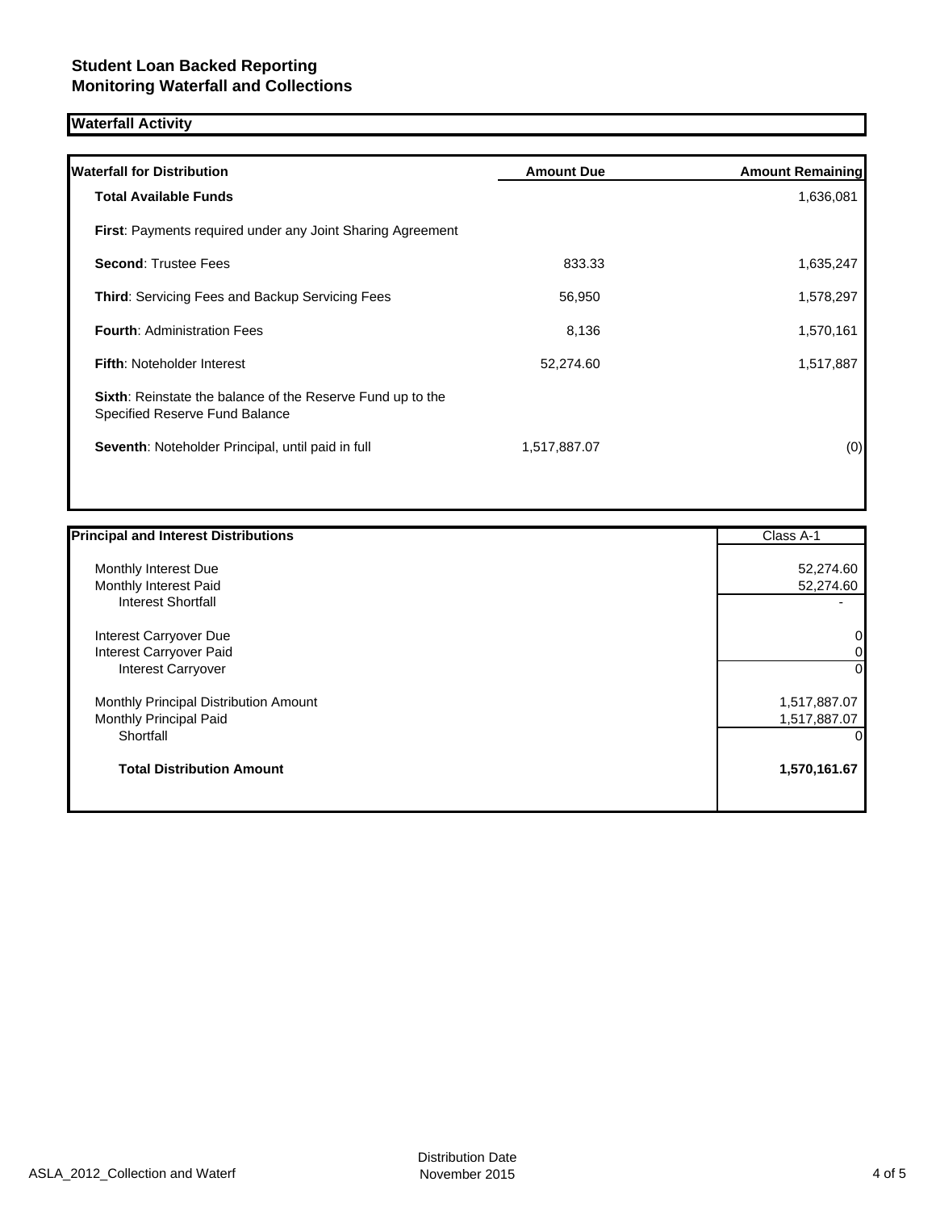**Student Loan Backed Reporting**
**Monitoring Waterfall and Collections**

## Waterfall Activity

| Waterfall for Distribution | Amount Due | Amount Remaining |
|---|---|---|
| **Total Available Funds** | | 1,636,081 |
| **First**: Payments required under any Joint Sharing Agreement | | |
| **Second**: Trustee Fees | 833.33 | 1,635,247 |
| **Third**: Servicing Fees and Backup Servicing Fees | 56,950 | 1,578,297 |
| **Fourth**: Administration Fees | 8,136 | 1,570,161 |
| **Fifth**: Noteholder Interest | 52,274.60 | 1,517,887 |
| **Sixth**: Reinstate the balance of the Reserve Fund up to the Specified Reserve Fund Balance | | |
| **Seventh**: Noteholder Principal, until paid in full | 1,517,887.07 | (0) |

| Principal and Interest Distributions | Class A-1 |
|---|---|
| Monthly Interest Due | 52,274.60 |
| Monthly Interest Paid | 52,274.60 |
| Interest Shortfall | - |
| Interest Carryover Due | 0 |
| Interest Carryover Paid | 0 |
| Interest Carryover | 0 |
| Monthly Principal Distribution Amount | 1,517,887.07 |
| Monthly Principal Paid | 1,517,887.07 |
| Shortfall | 0 |
| **Total Distribution Amount** | **1,570,161.67** |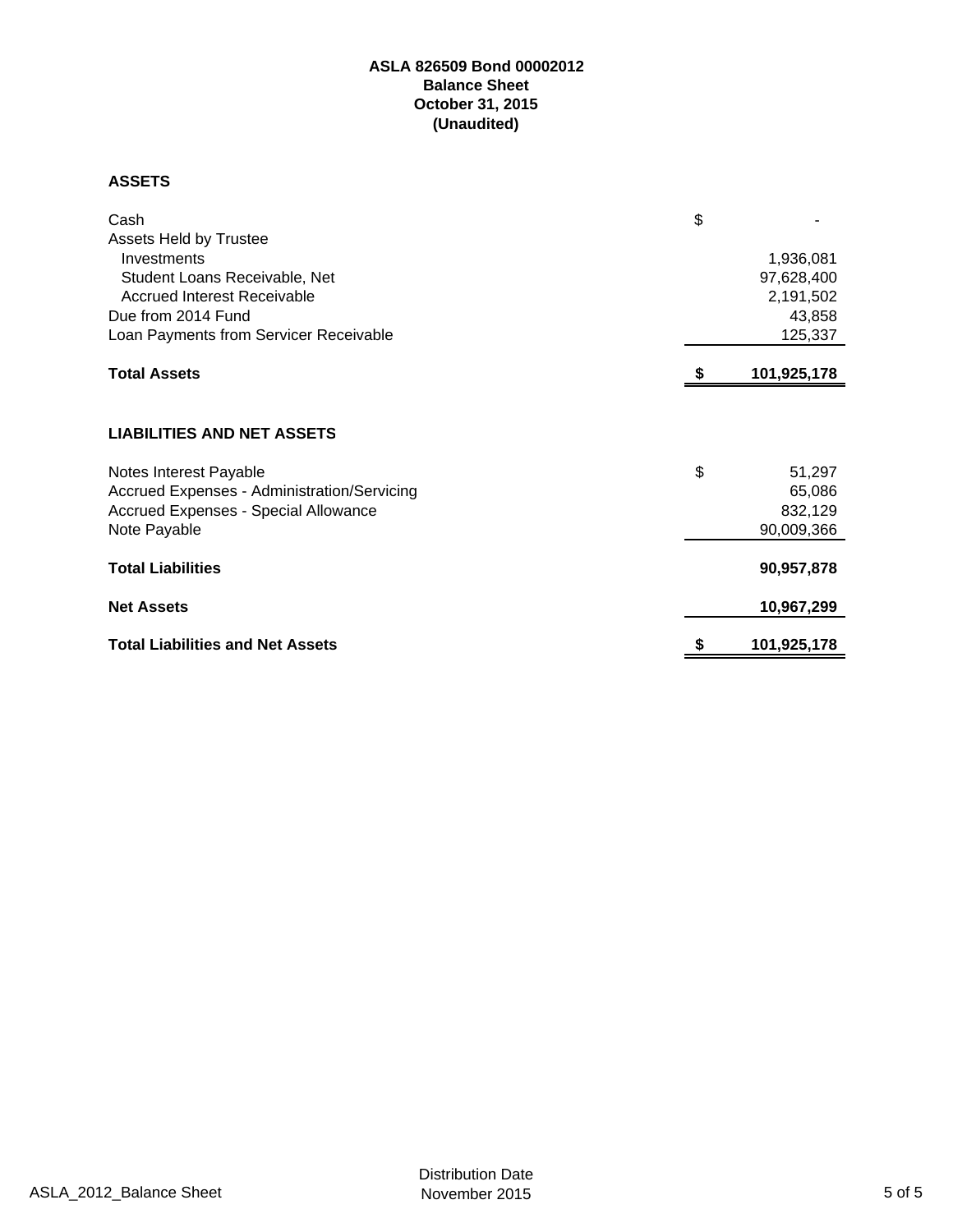**ASLA 826509 Bond 00002012**
**Balance Sheet**
**October 31, 2015**
**(Unaudited)**

**ASSETS**

| | | |
|---|---|---|
| Cash | $ | - |
| Assets Held by Trustee | | |
| Investments | | 1,936,081 |
| Student Loans Receivable, Net | | 97,628,400 |
| Accrued Interest Receivable | | 2,191,502 |
| Due from 2014 Fund | | 43,858 |
| Loan Payments from Servicer Receivable | | 125,337 |
| **Total Assets** | **$** | **101,925,178** |

**LIABILITIES AND NET ASSETS**

| | | |
|---|---|---|
| Notes Interest Payable | $ | 51,297 |
| Accrued Expenses - Administration/Servicing | | 65,086 |
| Accrued Expenses - Special Allowance | | 832,129 |
| Note Payable | | 90,009,366 |
| **Total Liabilities** | | **90,957,878** |
| **Net Assets** | | **10,967,299** |
| **Total Liabilities and Net Assets** | **$** | **101,925,178** |

ASLA_2012_Balance Sheet

Distribution Date
November 2015